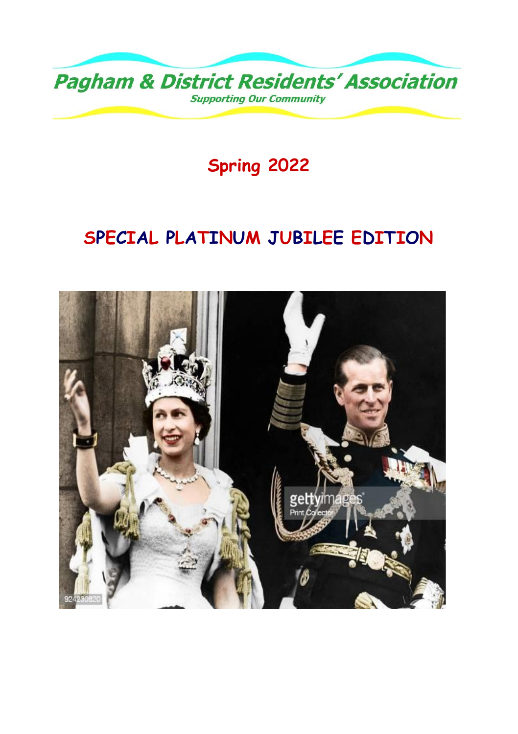# Pagham & District Residents' Association

*Supporting Our Community*

## Spring 2022

## SPECIAL PLATINUM JUBILEE EDITION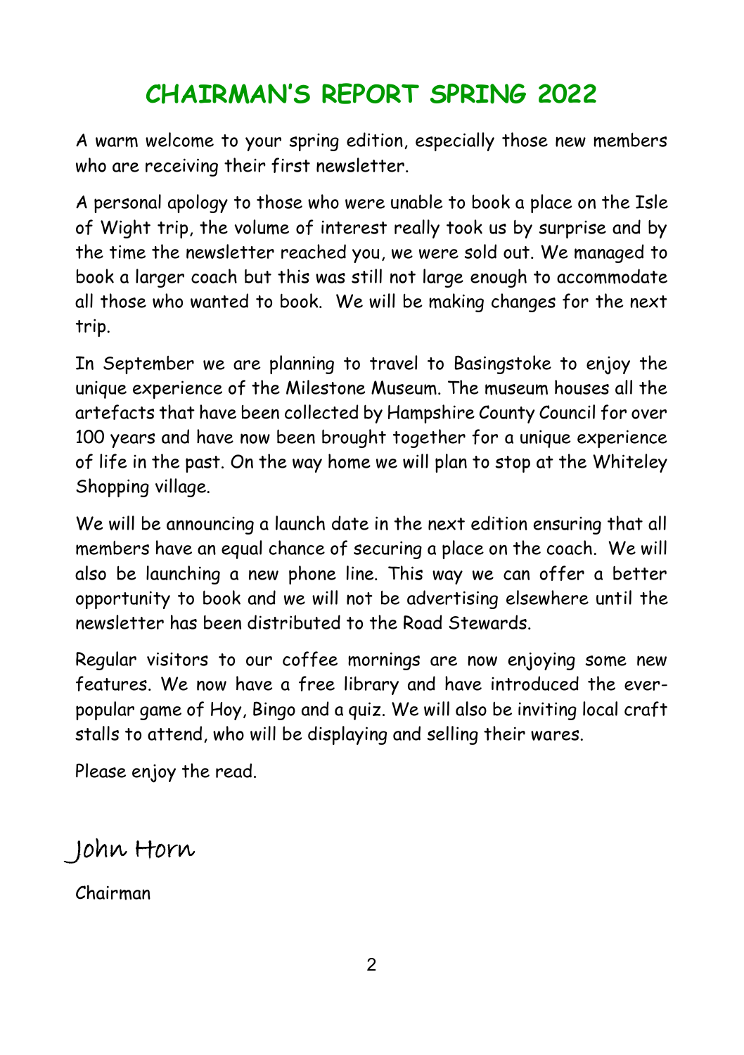# CHAIRMAN'S REPORT SPRING 2022

A warm welcome to your spring edition, especially those new members who are receiving their first newsletter.

A personal apology to those who were unable to book a place on the Isle of Wight trip, the volume of interest really took us by surprise and by the time the newsletter reached you, we were sold out. We managed to book a larger coach but this was still not large enough to accommodate all those who wanted to book. We will be making changes for the next trip.

In September we are planning to travel to Basingstoke to enjoy the unique experience of the Milestone Museum. The museum houses all the artefacts that have been collected by Hampshire County Council for over 100 years and have now been brought together for a unique experience of life in the past. On the way home we will plan to stop at the Whiteley Shopping village.

We will be announcing a launch date in the next edition ensuring that all members have an equal chance of securing a place on the coach. We will also be launching a new phone line. This way we can offer a better opportunity to book and we will not be advertising elsewhere until the newsletter has been distributed to the Road Stewards.

Regular visitors to our coffee mornings are now enjoying some new features. We now have a free library and have introduced the ever-popular game of Hoy, Bingo and a quiz. We will also be inviting local craft stalls to attend, who will be displaying and selling their wares.

Please enjoy the read.

John Horn

Chairman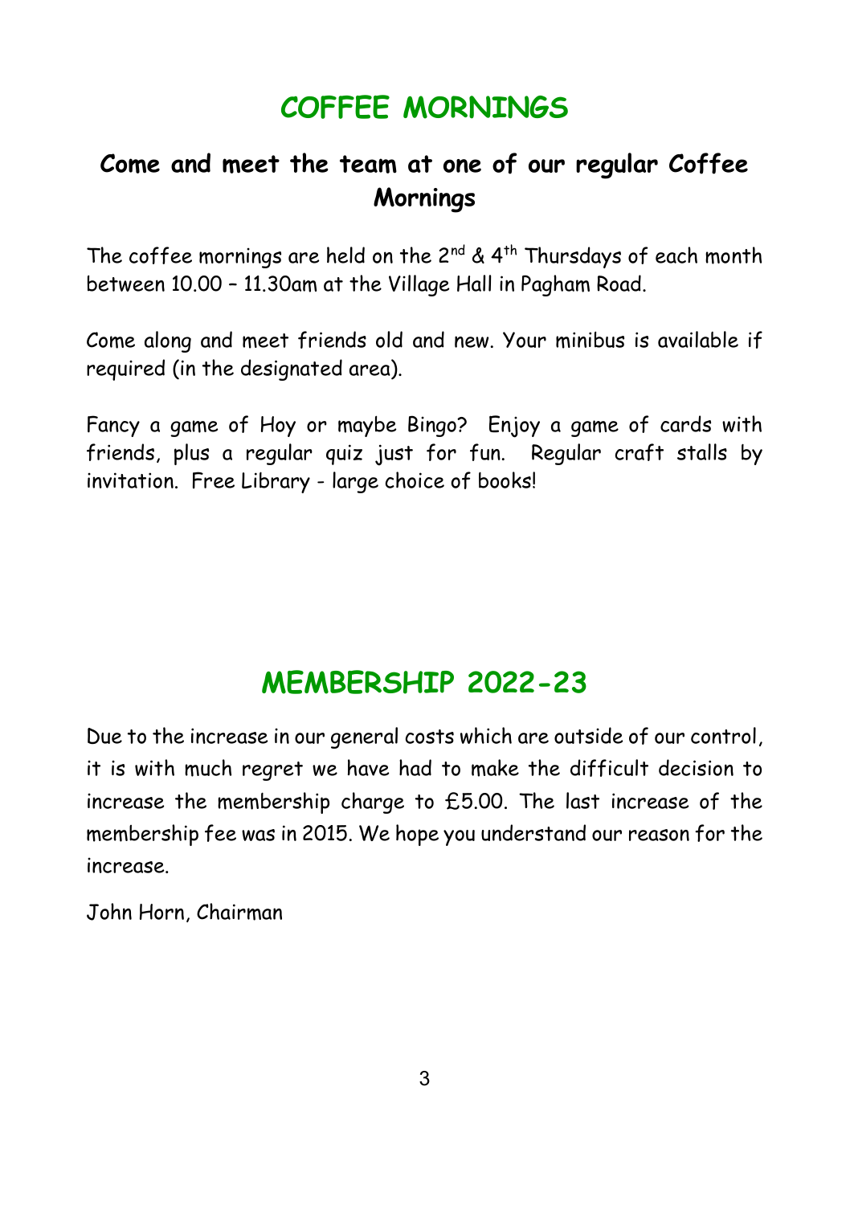# COFFEE MORNINGS

## Come and meet the team at one of our regular Coffee Mornings

The coffee mornings are held on the 2nd & 4th Thursdays of each month between 10.00 – 11.30am at the Village Hall in Pagham Road.

Come along and meet friends old and new. Your minibus is available if required (in the designated area).

Fancy a game of Hoy or maybe Bingo? Enjoy a game of cards with friends, plus a regular quiz just for fun. Regular craft stalls by invitation. Free Library - large choice of books!

# MEMBERSHIP 2022-23

Due to the increase in our general costs which are outside of our control, it is with much regret we have had to make the difficult decision to increase the membership charge to £5.00. The last increase of the membership fee was in 2015. We hope you understand our reason for the increase.

John Horn, Chairman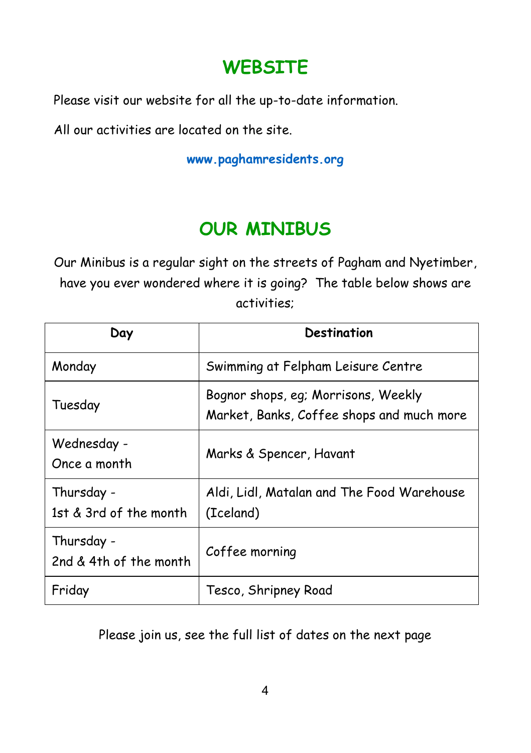## WEBSITE

Please visit our website for all the up-to-date information.

All our activities are located on the site.

**www.paghamresidents.org**

## OUR MINIBUS

Our Minibus is a regular sight on the streets of Pagham and Nyetimber, have you ever wondered where it is going? The table below shows are activities;

| Day | Destination |
|---|---|
| Monday | Swimming at Felpham Leisure Centre |
| Tuesday | Bognor shops, eg; Morrisons, Weekly Market, Banks, Coffee shops and much more |
| Wednesday - Once a month | Marks & Spencer, Havant |
| Thursday - 1st & 3rd of the month | Aldi, Lidl, Matalan and The Food Warehouse (Iceland) |
| Thursday - 2nd & 4th of the month | Coffee morning |
| Friday | Tesco, Shripney Road |

Please join us, see the full list of dates on the next page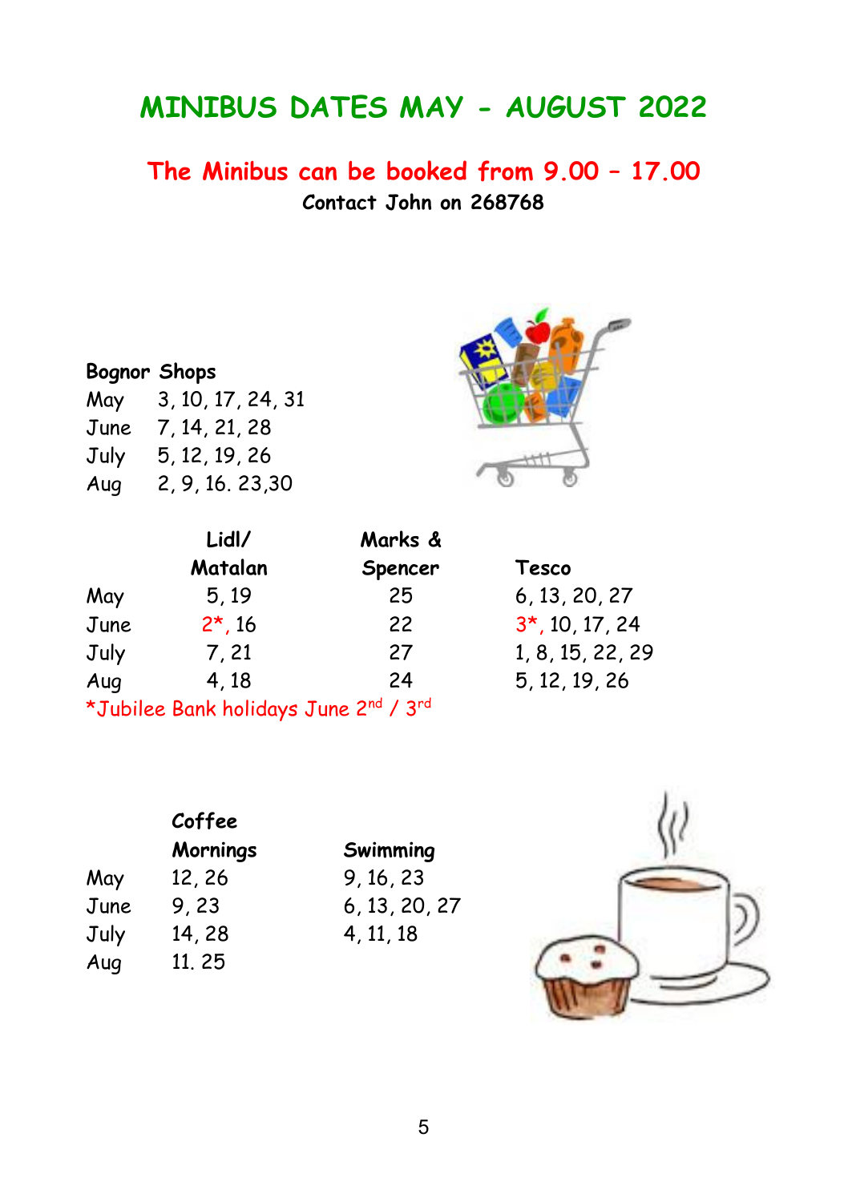# MINIBUS DATES MAY - AUGUST 2022

## The Minibus can be booked from 9.00 – 17.00

**Contact John on 268768**

**Bognor Shops**

| | |
|---|---|
| May | 3, 10, 17, 24, 31 |
| June | 7, 14, 21, 28 |
| July | 5, 12, 19, 26 |
| Aug | 2, 9, 16. 23,30 |

| | Lidl/ Matalan | Marks & Spencer | Tesco |
|---|---|---|---|
| May | 5, 19 | 25 | 6, 13, 20, 27 |
| June | 2*, 16 | 22 | 3*, 10, 17, 24 |
| July | 7, 21 | 27 | 1, 8, 15, 22, 29 |
| Aug | 4, 18 | 24 | 5, 12, 19, 26 |

*Jubilee Bank holidays June 2nd / 3rd

| | Coffee Mornings | Swimming |
|---|---|---|
| May | 12, 26 | 9, 16, 23 |
| June | 9, 23 | 6, 13, 20, 27 |
| July | 14, 28 | 4, 11, 18 |
| Aug | 11. 25 | |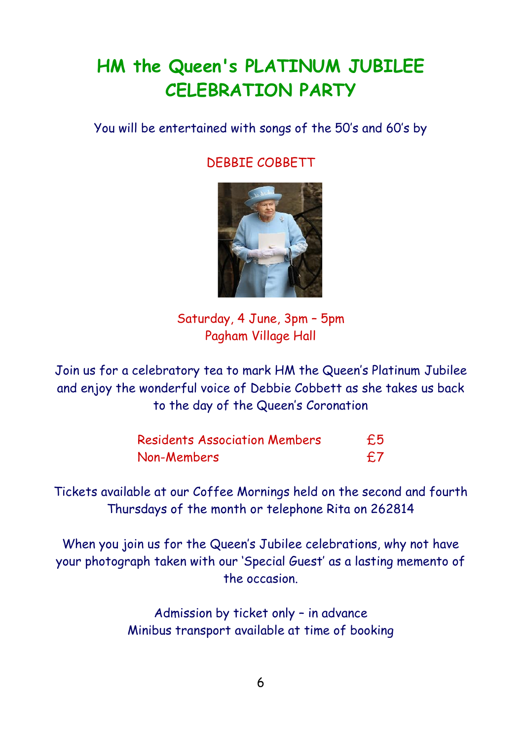# HM the Queen's PLATINUM JUBILEE CELEBRATION PARTY

You will be entertained with songs of the 50's and 60's by

DEBBIE COBBETT

Saturday, 4 June, 3pm – 5pm
Pagham Village Hall

Join us for a celebratory tea to mark HM the Queen's Platinum Jubilee and enjoy the wonderful voice of Debbie Cobbett as she takes us back to the day of the Queen's Coronation

| | |
|---|---|
| Residents Association Members | £5 |
| Non-Members | £7 |

Tickets available at our Coffee Mornings held on the second and fourth Thursdays of the month or telephone Rita on 262814

When you join us for the Queen's Jubilee celebrations, why not have your photograph taken with our 'Special Guest' as a lasting memento of the occasion.

Admission by ticket only – in advance
Minibus transport available at time of booking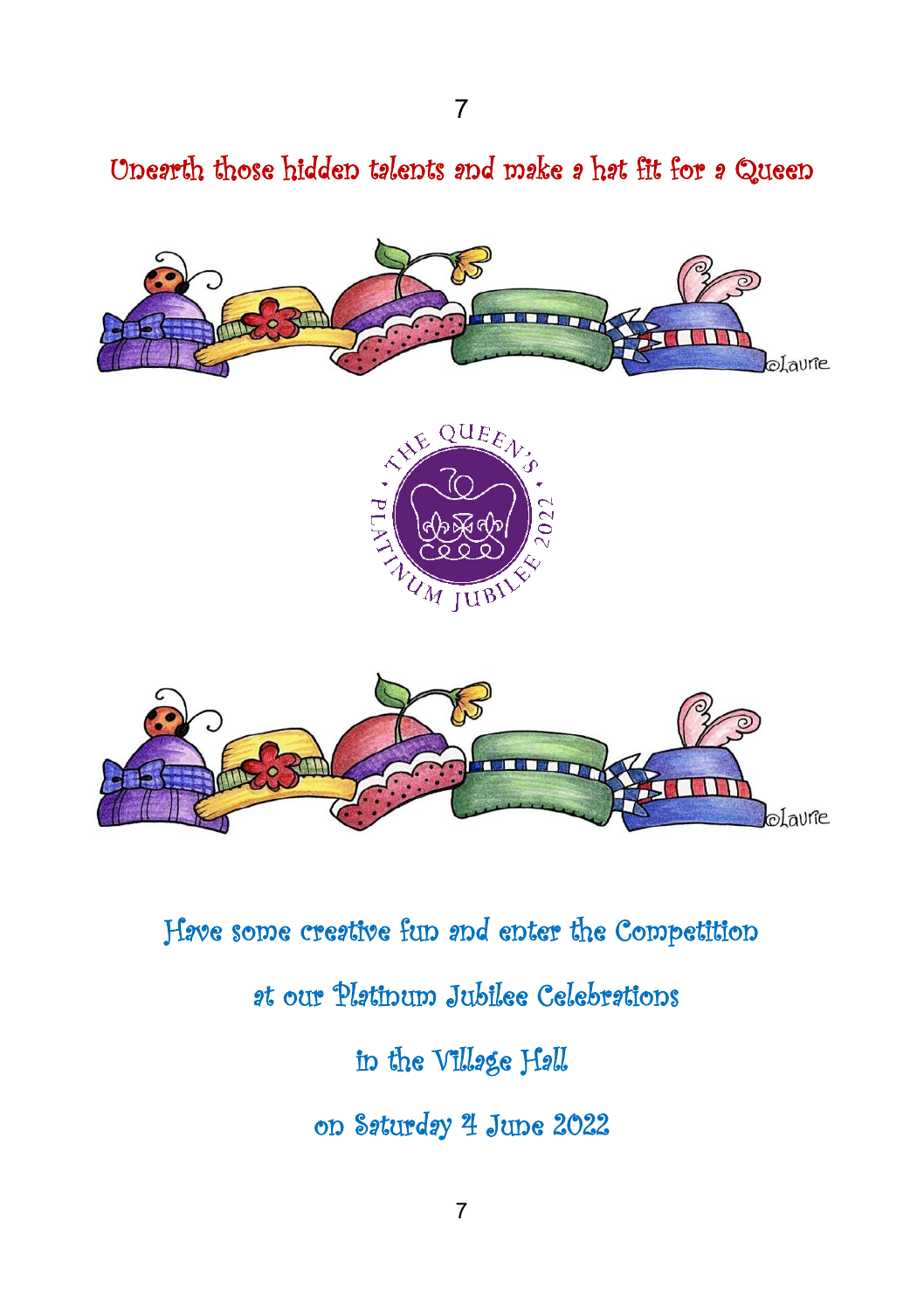# Unearth those hidden talents and make a hat fit for a Queen

Have some creative fun and enter the Competition

at our Platinum Jubilee Celebrations

in the Village Hall

on Saturday 4 June 2022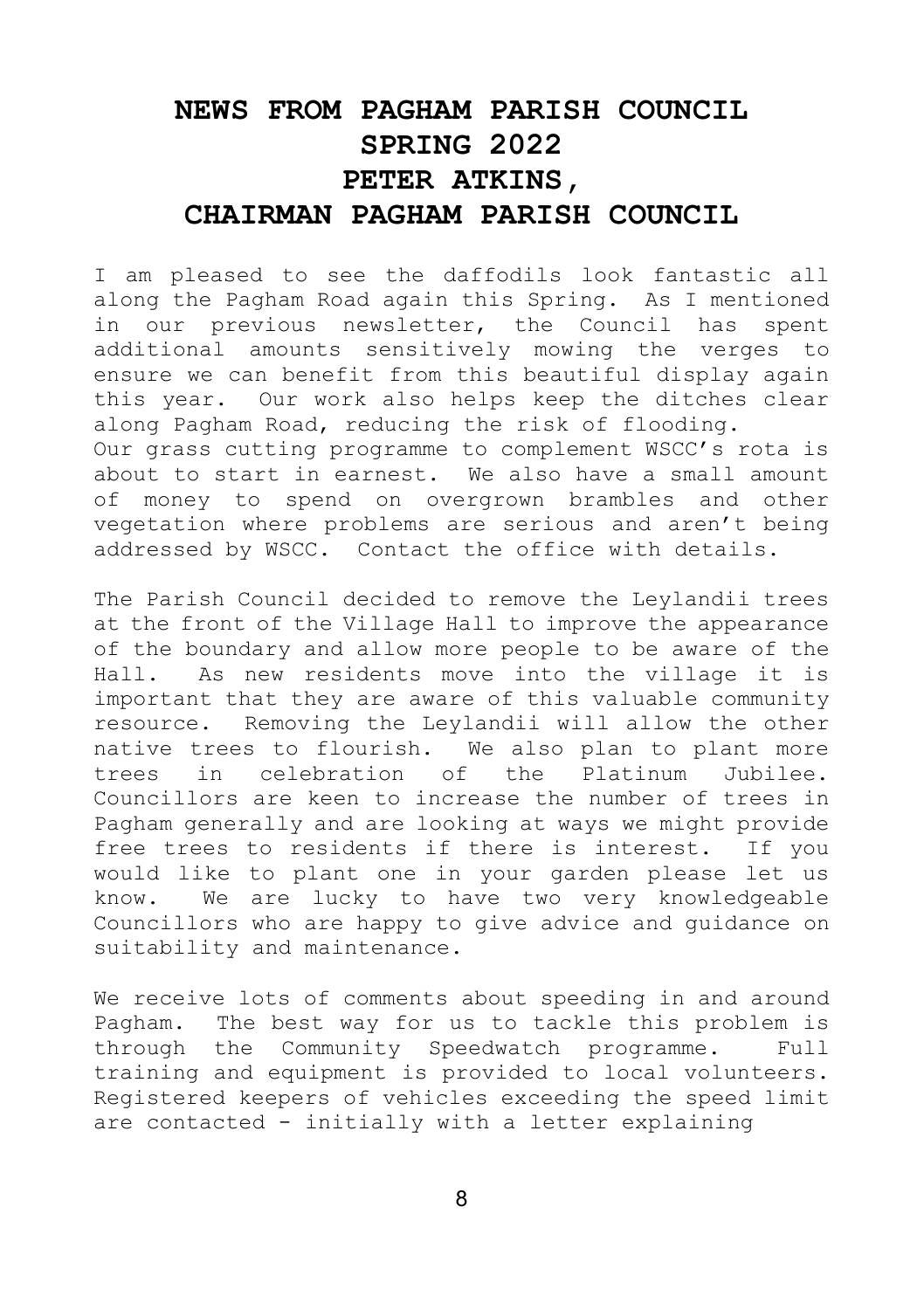# NEWS FROM PAGHAM PARISH COUNCIL
## SPRING 2022
## PETER ATKINS,
## CHAIRMAN PAGHAM PARISH COUNCIL

I am pleased to see the daffodils look fantastic all along the Pagham Road again this Spring. As I mentioned in our previous newsletter, the Council has spent additional amounts sensitively mowing the verges to ensure we can benefit from this beautiful display again this year. Our work also helps keep the ditches clear along Pagham Road, reducing the risk of flooding.
Our grass cutting programme to complement WSCC's rota is about to start in earnest. We also have a small amount of money to spend on overgrown brambles and other vegetation where problems are serious and aren't being addressed by WSCC. Contact the office with details.

The Parish Council decided to remove the Leylandii trees at the front of the Village Hall to improve the appearance of the boundary and allow more people to be aware of the Hall. As new residents move into the village it is important that they are aware of this valuable community resource. Removing the Leylandii will allow the other native trees to flourish. We also plan to plant more trees in celebration of the Platinum Jubilee. Councillors are keen to increase the number of trees in Pagham generally and are looking at ways we might provide free trees to residents if there is interest. If you would like to plant one in your garden please let us know. We are lucky to have two very knowledgeable Councillors who are happy to give advice and guidance on suitability and maintenance.

We receive lots of comments about speeding in and around Pagham. The best way for us to tackle this problem is through the Community Speedwatch programme. Full training and equipment is provided to local volunteers. Registered keepers of vehicles exceeding the speed limit are contacted - initially with a letter explaining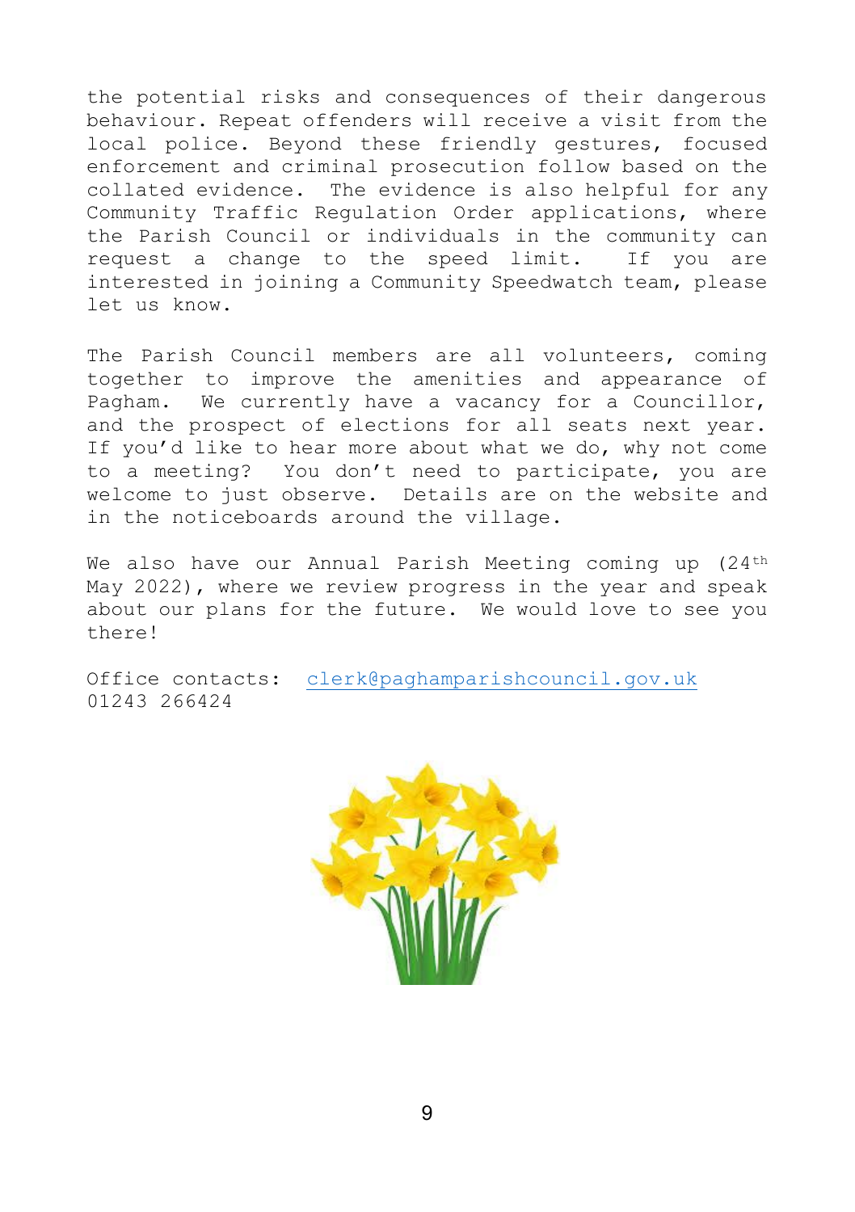the potential risks and consequences of their dangerous behaviour. Repeat offenders will receive a visit from the local police. Beyond these friendly gestures, focused enforcement and criminal prosecution follow based on the collated evidence. The evidence is also helpful for any Community Traffic Regulation Order applications, where the Parish Council or individuals in the community can request a change to the speed limit. If you are interested in joining a Community Speedwatch team, please let us know.

The Parish Council members are all volunteers, coming together to improve the amenities and appearance of Pagham. We currently have a vacancy for a Councillor, and the prospect of elections for all seats next year. If you'd like to hear more about what we do, why not come to a meeting? You don't need to participate, you are welcome to just observe. Details are on the website and in the noticeboards around the village.

We also have our Annual Parish Meeting coming up (24th May 2022), where we review progress in the year and speak about our plans for the future. We would love to see you there!

Office contacts: clerk@paghamparishcouncil.gov.uk
01243 266424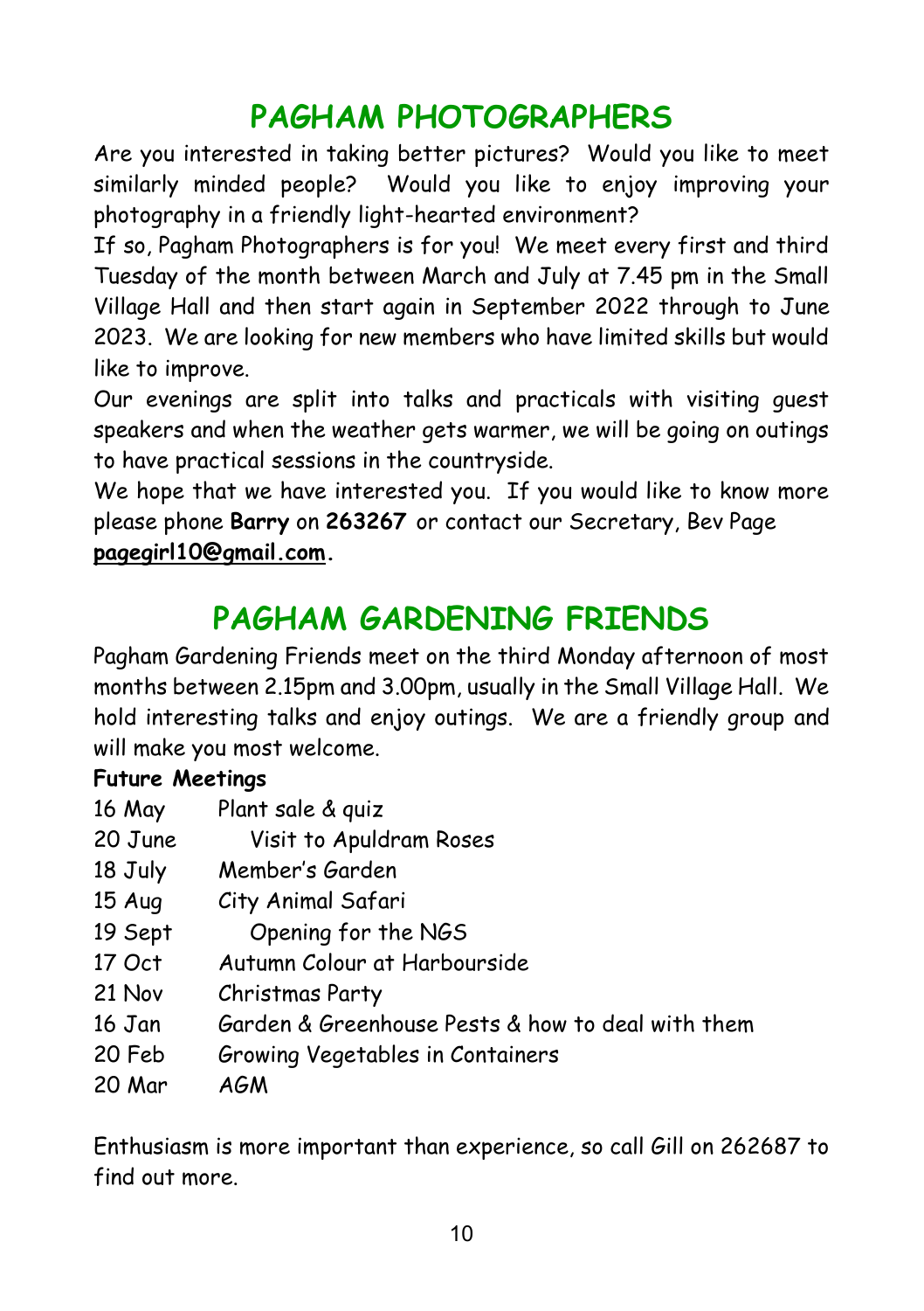# PAGHAM PHOTOGRAPHERS

Are you interested in taking better pictures? Would you like to meet similarly minded people? Would you like to enjoy improving your photography in a friendly light-hearted environment?

If so, Pagham Photographers is for you! We meet every first and third Tuesday of the month between March and July at 7.45 pm in the Small Village Hall and then start again in September 2022 through to June 2023. We are looking for new members who have limited skills but would like to improve.

Our evenings are split into talks and practicals with visiting guest speakers and when the weather gets warmer, we will be going on outings to have practical sessions in the countryside.

We hope that we have interested you. If you would like to know more please phone **Barry** on **263267** or contact our Secretary, Bev Page **pagegirl10@gmail.com**.

# PAGHAM GARDENING FRIENDS

Pagham Gardening Friends meet on the third Monday afternoon of most months between 2.15pm and 3.00pm, usually in the Small Village Hall. We hold interesting talks and enjoy outings. We are a friendly group and will make you most welcome.

**Future Meetings**

| | |
|---|---|
| 16 May | Plant sale & quiz |
| 20 June | Visit to Apuldram Roses |
| 18 July | Member's Garden |
| 15 Aug | City Animal Safari |
| 19 Sept | Opening for the NGS |
| 17 Oct | Autumn Colour at Harbourside |
| 21 Nov | Christmas Party |
| 16 Jan | Garden & Greenhouse Pests & how to deal with them |
| 20 Feb | Growing Vegetables in Containers |
| 20 Mar | AGM |

Enthusiasm is more important than experience, so call Gill on 262687 to find out more.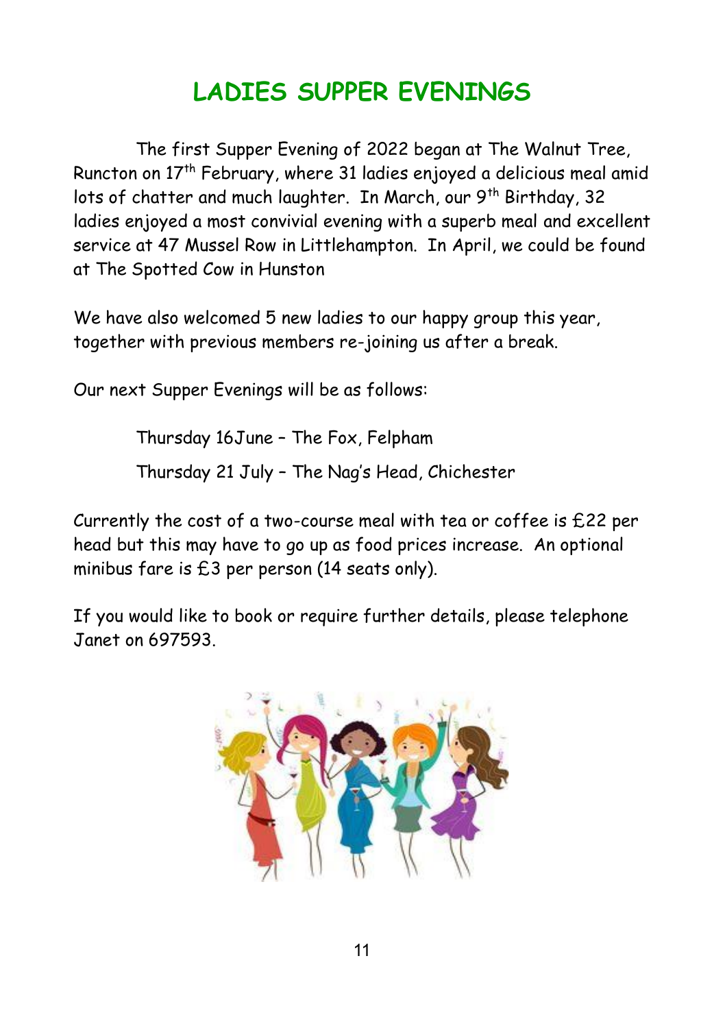# LADIES SUPPER EVENINGS

The first Supper Evening of 2022 began at The Walnut Tree, Runcton on 17th February, where 31 ladies enjoyed a delicious meal amid lots of chatter and much laughter. In March, our 9th Birthday, 32 ladies enjoyed a most convivial evening with a superb meal and excellent service at 47 Mussel Row in Littlehampton. In April, we could be found at The Spotted Cow in Hunston

We have also welcomed 5 new ladies to our happy group this year, together with previous members re-joining us after a break.

Our next Supper Evenings will be as follows:

Thursday 16June – The Fox, Felpham

Thursday 21 July – The Nag's Head, Chichester

Currently the cost of a two-course meal with tea or coffee is £22 per head but this may have to go up as food prices increase. An optional minibus fare is £3 per person (14 seats only).

If you would like to book or require further details, please telephone Janet on 697593.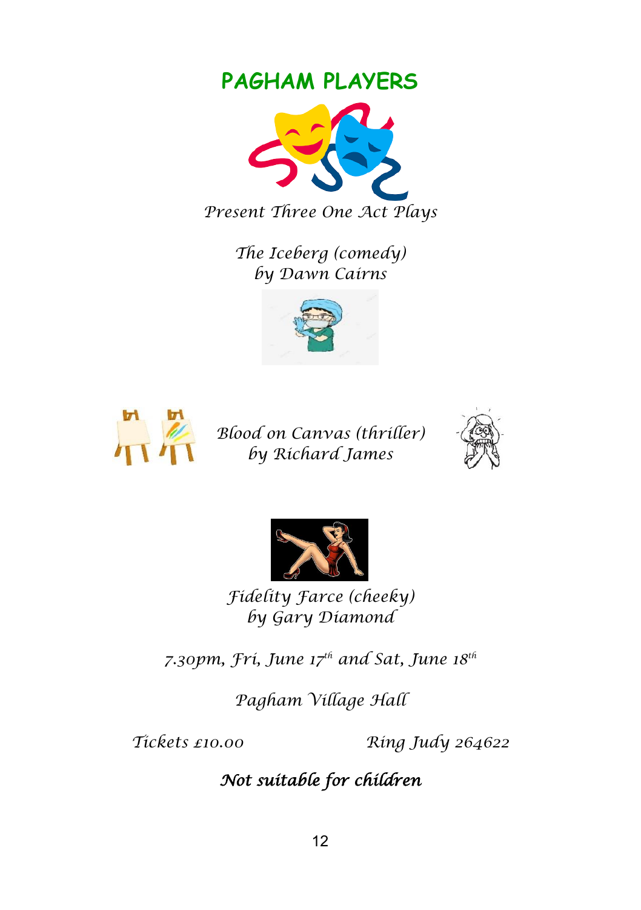# PAGHAM PLAYERS

*Present Three One Act Plays*

*The Iceberg (comedy)*
*by Dawn Cairns*

*Blood on Canvas (thriller)*
*by Richard James*

*Fidelity Farce (cheeky)*
*by Gary Diamond*

*7.30pm, Fri, June 17th and Sat, June 18th*

*Pagham Village Hall*

*Tickets £10.00* *Ring Judy 264622*

***Not suitable for children***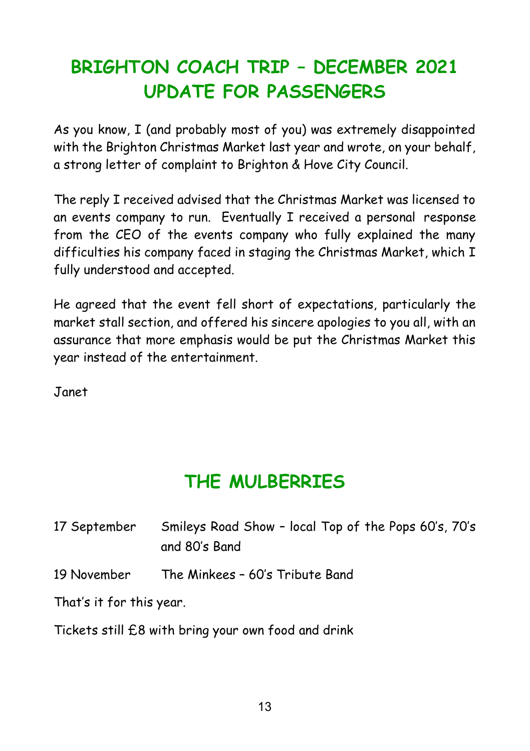# BRIGHTON COACH TRIP – DECEMBER 2021 UPDATE FOR PASSENGERS

As you know, I (and probably most of you) was extremely disappointed with the Brighton Christmas Market last year and wrote, on your behalf, a strong letter of complaint to Brighton & Hove City Council.

The reply I received advised that the Christmas Market was licensed to an events company to run. Eventually I received a personal response from the CEO of the events company who fully explained the many difficulties his company faced in staging the Christmas Market, which I fully understood and accepted.

He agreed that the event fell short of expectations, particularly the market stall section, and offered his sincere apologies to you all, with an assurance that more emphasis would be put the Christmas Market this year instead of the entertainment.

Janet

# THE MULBERRIES

17 September — Smileys Road Show – local Top of the Pops 60's, 70's and 80's Band

19 November — The Minkees – 60's Tribute Band

That's it for this year.

Tickets still £8 with bring your own food and drink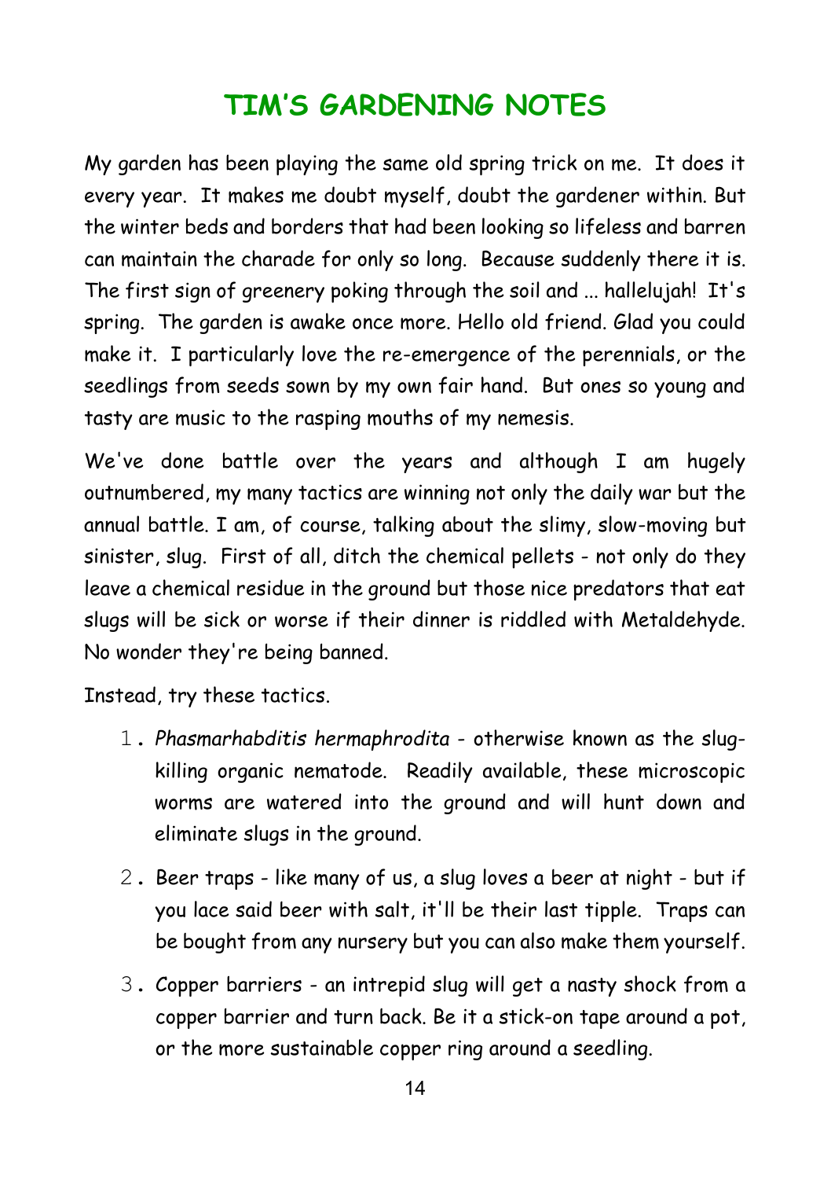# TIM'S GARDENING NOTES

My garden has been playing the same old spring trick on me. It does it every year. It makes me doubt myself, doubt the gardener within. But the winter beds and borders that had been looking so lifeless and barren can maintain the charade for only so long. Because suddenly there it is. The first sign of greenery poking through the soil and ... hallelujah! It's spring. The garden is awake once more. Hello old friend. Glad you could make it. I particularly love the re-emergence of the perennials, or the seedlings from seeds sown by my own fair hand. But ones so young and tasty are music to the rasping mouths of my nemesis.

We've done battle over the years and although I am hugely outnumbered, my many tactics are winning not only the daily war but the annual battle. I am, of course, talking about the slimy, slow-moving but sinister, slug. First of all, ditch the chemical pellets - not only do they leave a chemical residue in the ground but those nice predators that eat slugs will be sick or worse if their dinner is riddled with Metaldehyde. No wonder they're being banned.

Instead, try these tactics.

1. *Phasmarhabditis hermaphrodita* - otherwise known as the slug-killing organic nematode. Readily available, these microscopic worms are watered into the ground and will hunt down and eliminate slugs in the ground.
2. Beer traps - like many of us, a slug loves a beer at night - but if you lace said beer with salt, it'll be their last tipple. Traps can be bought from any nursery but you can also make them yourself.
3. Copper barriers - an intrepid slug will get a nasty shock from a copper barrier and turn back. Be it a stick-on tape around a pot, or the more sustainable copper ring around a seedling.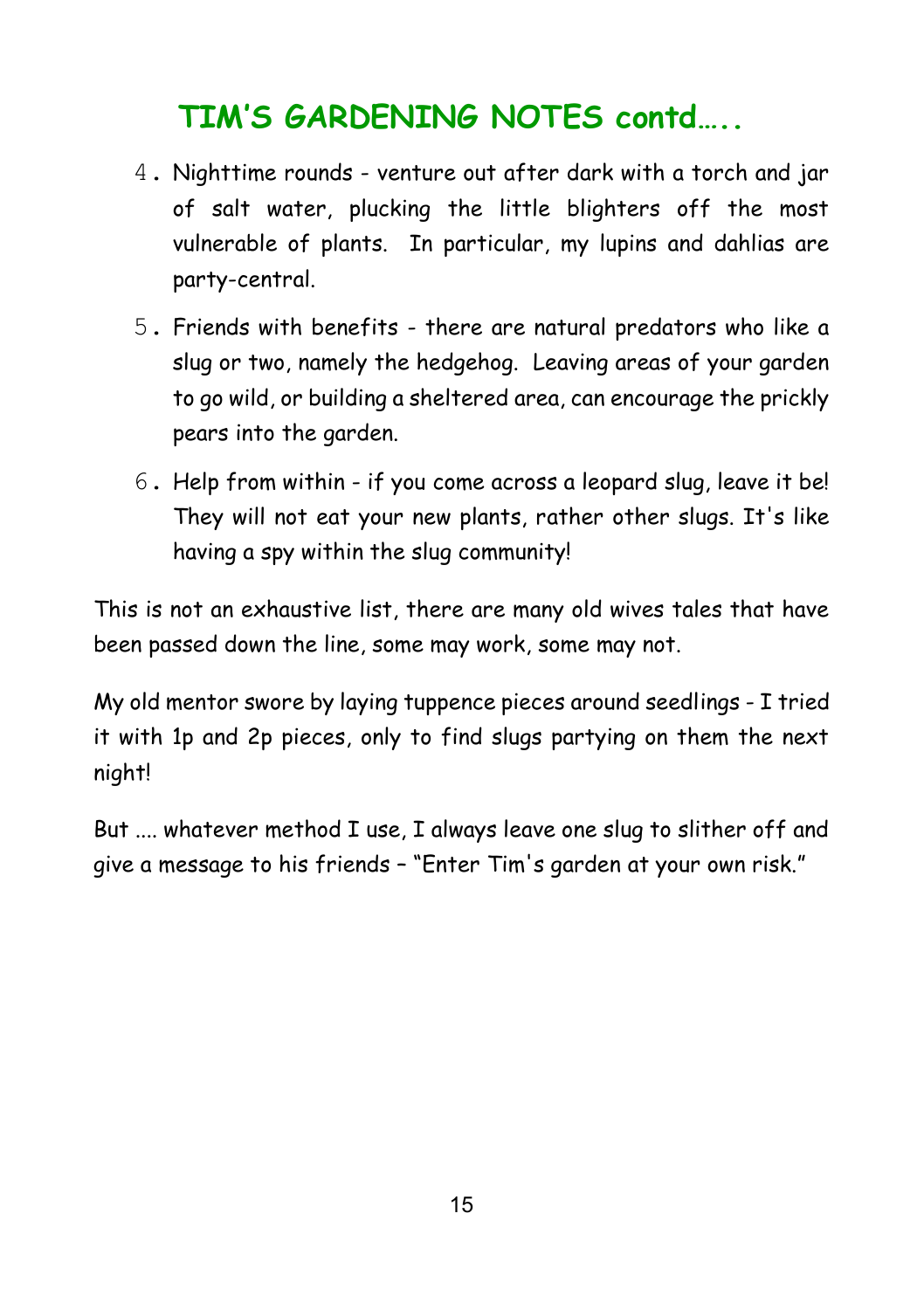# TIM'S GARDENING NOTES contd…..

4. Nighttime rounds - venture out after dark with a torch and jar of salt water, plucking the little blighters off the most vulnerable of plants. In particular, my lupins and dahlias are party-central.
5. Friends with benefits - there are natural predators who like a slug or two, namely the hedgehog. Leaving areas of your garden to go wild, or building a sheltered area, can encourage the prickly pears into the garden.
6. Help from within - if you come across a leopard slug, leave it be! They will not eat your new plants, rather other slugs. It's like having a spy within the slug community!

This is not an exhaustive list, there are many old wives tales that have been passed down the line, some may work, some may not.

My old mentor swore by laying tuppence pieces around seedlings - I tried it with 1p and 2p pieces, only to find slugs partying on them the next night!

But .... whatever method I use, I always leave one slug to slither off and give a message to his friends – "Enter Tim's garden at your own risk."